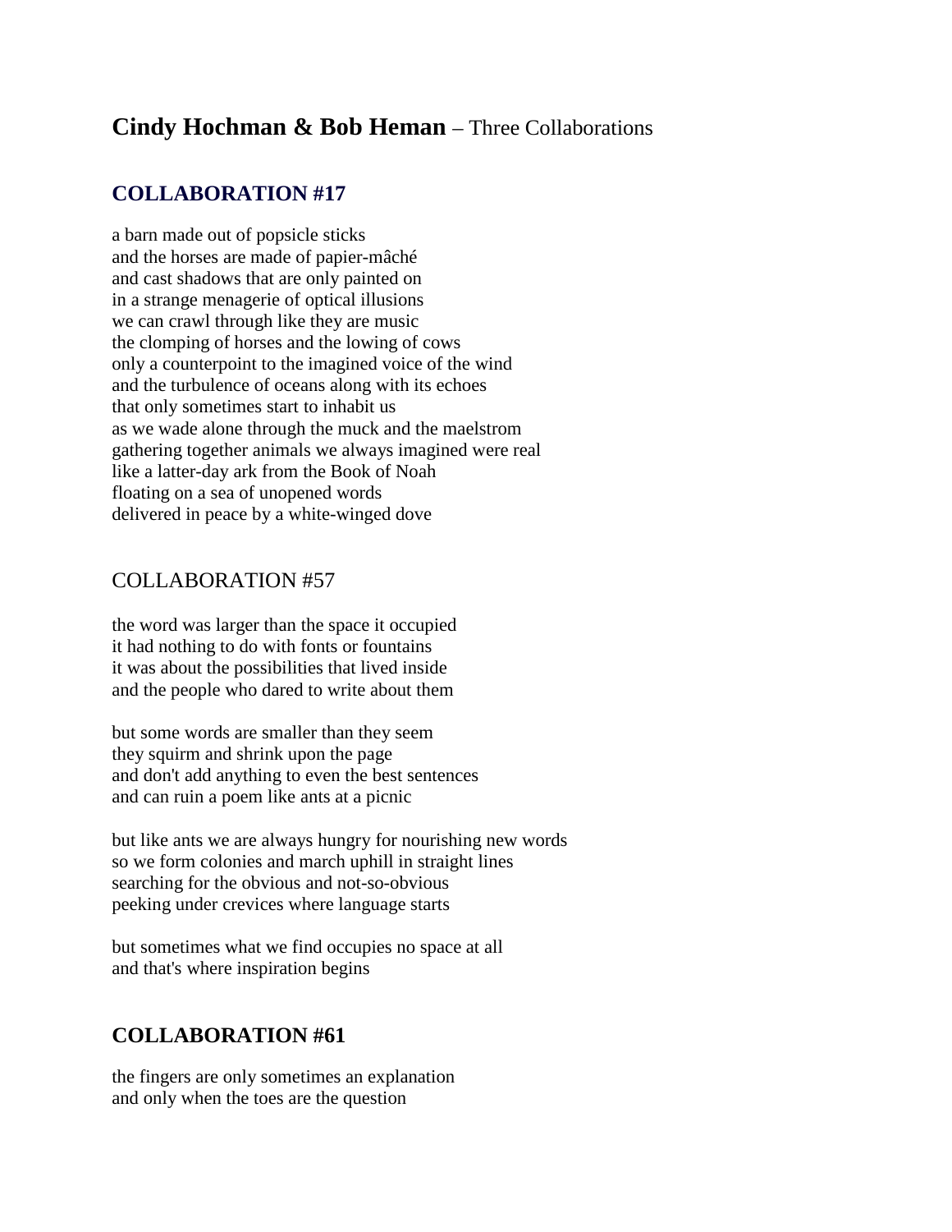# **Cindy Hochman & Bob Heman** – Three Collaborations

## **COLLABORATION #17**

a barn made out of popsicle sticks  
and the horses are made of papier-mâché  
and cast shadows that are only painted on  
in a strange menagerie of optical illusions  
we can crawl through like they are music  
the clomping of horses and the lowing of cows  
only a counterpoint to the imagined voice of the wind  
and the turbulence of oceans along with its echoes  
that only sometimes start to inhabit us  
as we wade alone through the muck and the maelstrom  
gathering together animals we always imagined were real  
like a latter-day ark from the Book of Noah  
floating on a sea of unopened words  
delivered in peace by a white-winged dove

## COLLABORATION #57

the word was larger than the space it occupied  
it had nothing to do with fonts or fountains  
it was about the possibilities that lived inside  
and the people who dared to write about them

but some words are smaller than they seem  
they squirm and shrink upon the page  
and don't add anything to even the best sentences  
and can ruin a poem like ants at a picnic

but like ants we are always hungry for nourishing new words  
so we form colonies and march uphill in straight lines  
searching for the obvious and not-so-obvious  
peeking under crevices where language starts

but sometimes what we find occupies no space at all  
and that's where inspiration begins

## **COLLABORATION #61**

the fingers are only sometimes an explanation  
and only when the toes are the question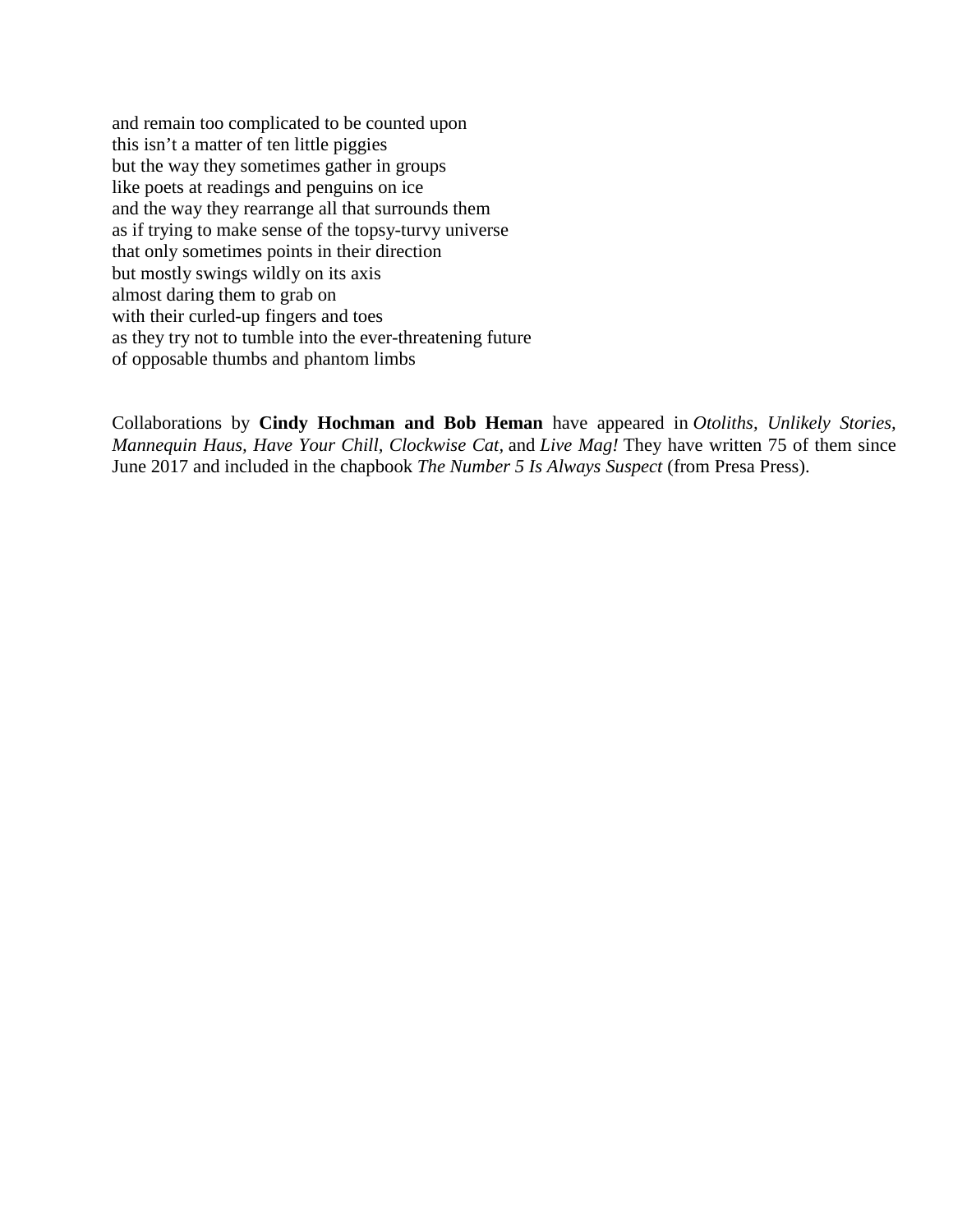and remain too complicated to be counted upon  
this isn't a matter of ten little piggies  
but the way they sometimes gather in groups  
like poets at readings and penguins on ice  
and the way they rearrange all that surrounds them  
as if trying to make sense of the topsy-turvy universe  
that only sometimes points in their direction  
but mostly swings wildly on its axis  
almost daring them to grab on  
with their curled-up fingers and toes  
as they try not to tumble into the ever-threatening future  
of opposable thumbs and phantom limbs

Collaborations by **Cindy Hochman and Bob Heman** have appeared in *Otoliths, Unlikely Stories, Mannequin Haus, Have Your Chill, Clockwise Cat,* and *Live Mag!* They have written 75 of them since June 2017 and included in the chapbook *The Number 5 Is Always Suspect* (from Presa Press).